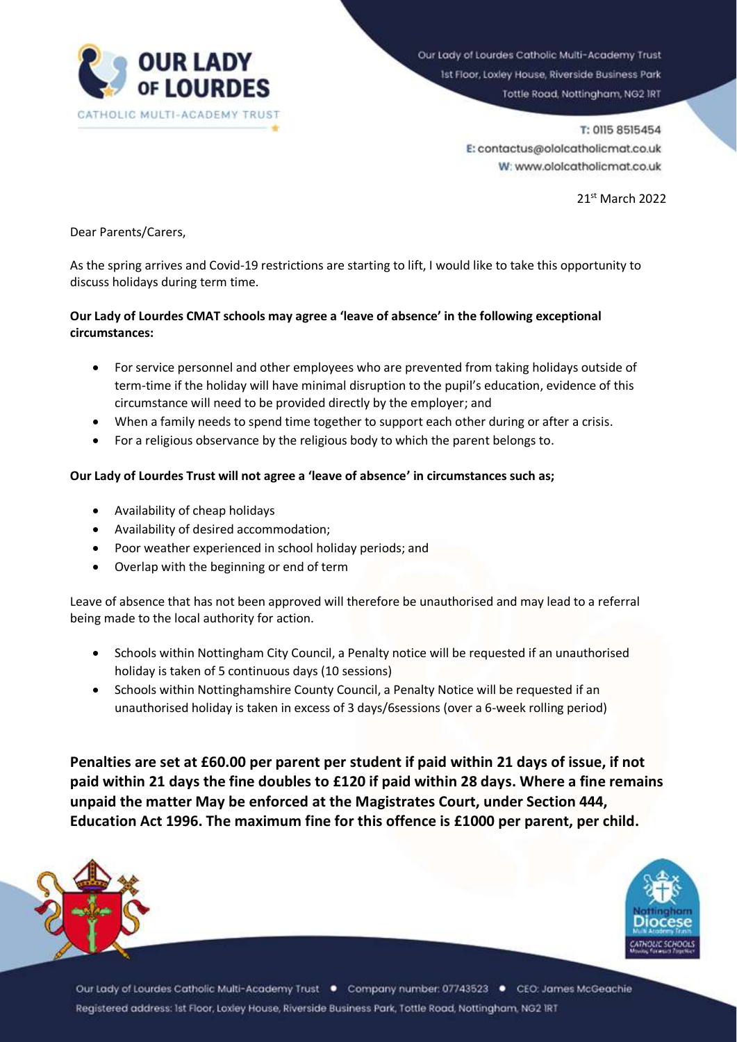Our Lady of Lourdes Catholic Multi-Academy Trust
1st Floor, Loxley House, Riverside Business Park
Tottle Road, Nottingham, NG2 1RT

T: 0115 8515454
E: contactus@ololcatholicmat.co.uk
W: www.ololcatholicmat.co.uk

21st March 2022

Dear Parents/Carers,

As the spring arrives and Covid-19 restrictions are starting to lift, I would like to take this opportunity to discuss holidays during term time.

**Our Lady of Lourdes CMAT schools may agree a 'leave of absence' in the following exceptional circumstances:**

- For service personnel and other employees who are prevented from taking holidays outside of term-time if the holiday will have minimal disruption to the pupil's education, evidence of this circumstance will need to be provided directly by the employer; and
- When a family needs to spend time together to support each other during or after a crisis.
- For a religious observance by the religious body to which the parent belongs to.

**Our Lady of Lourdes Trust will not agree a 'leave of absence' in circumstances such as;**

- Availability of cheap holidays
- Availability of desired accommodation;
- Poor weather experienced in school holiday periods; and
- Overlap with the beginning or end of term

Leave of absence that has not been approved will therefore be unauthorised and may lead to a referral being made to the local authority for action.

- Schools within Nottingham City Council, a Penalty notice will be requested if an unauthorised holiday is taken of 5 continuous days (10 sessions)
- Schools within Nottinghamshire County Council, a Penalty Notice will be requested if an unauthorised holiday is taken in excess of 3 days/6sessions (over a 6-week rolling period)

**Penalties are set at £60.00 per parent per student if paid within 21 days of issue, if not paid within 21 days the fine doubles to £120 if paid within 28 days. Where a fine remains unpaid the matter May be enforced at the Magistrates Court, under Section 444, Education Act 1996. The maximum fine for this offence is £1000 per parent, per child.**

Our Lady of Lourdes Catholic Multi-Academy Trust • Company number: 07743523 • CEO: James McGeachie
Registered address: 1st Floor, Loxley House, Riverside Business Park, Tottle Road, Nottingham, NG2 1RT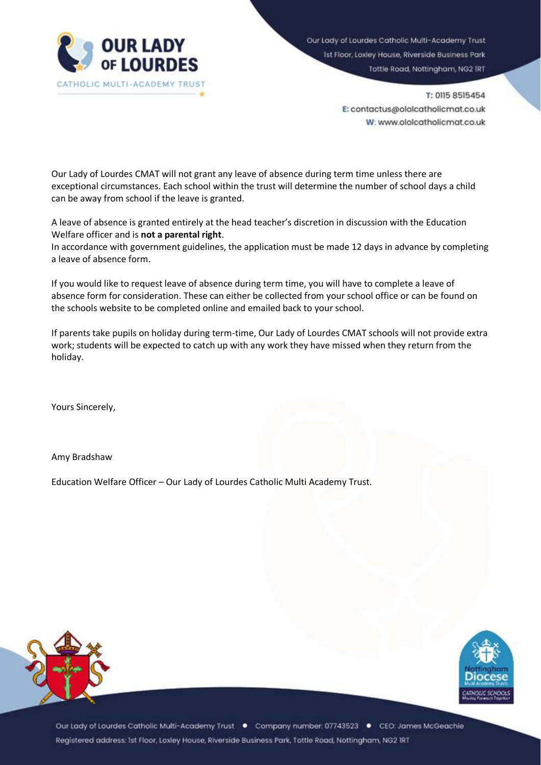Our Lady of Lourdes CMAT will not grant any leave of absence during term time unless there are exceptional circumstances. Each school within the trust will determine the number of school days a child can be away from school if the leave is granted.

A leave of absence is granted entirely at the head teacher's discretion in discussion with the Education Welfare officer and is **not a parental right**.
In accordance with government guidelines, the application must be made 12 days in advance by completing a leave of absence form.

If you would like to request leave of absence during term time, you will have to complete a leave of absence form for consideration. These can either be collected from your school office or can be found on the schools website to be completed online and emailed back to your school.

If parents take pupils on holiday during term-time, Our Lady of Lourdes CMAT schools will not provide extra work; students will be expected to catch up with any work they have missed when they return from the holiday.

Yours Sincerely,

Amy Bradshaw

Education Welfare Officer – Our Lady of Lourdes Catholic Multi Academy Trust.